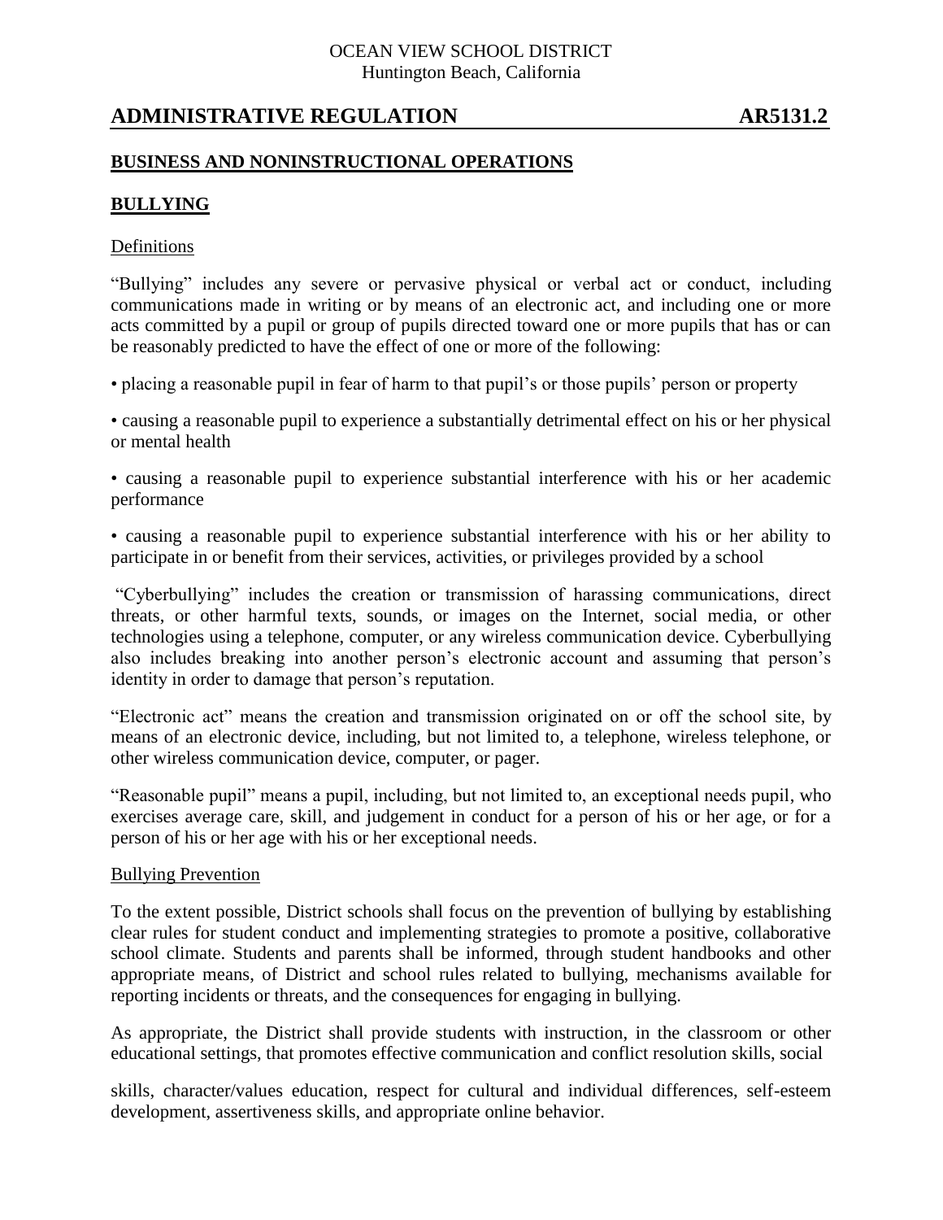OCEAN VIEW SCHOOL DISTRICT
Huntington Beach, California

# ADMINISTRATIVE REGULATION AR5131.2

## BUSINESS AND NONINSTRUCTIONAL OPERATIONS

## BULLYING

### Definitions

"Bullying" includes any severe or pervasive physical or verbal act or conduct, including communications made in writing or by means of an electronic act, and including one or more acts committed by a pupil or group of pupils directed toward one or more pupils that has or can be reasonably predicted to have the effect of one or more of the following:

- placing a reasonable pupil in fear of harm to that pupil's or those pupils' person or property
- causing a reasonable pupil to experience a substantially detrimental effect on his or her physical or mental health
- causing a reasonable pupil to experience substantial interference with his or her academic performance
- causing a reasonable pupil to experience substantial interference with his or her ability to participate in or benefit from their services, activities, or privileges provided by a school

"Cyberbullying" includes the creation or transmission of harassing communications, direct threats, or other harmful texts, sounds, or images on the Internet, social media, or other technologies using a telephone, computer, or any wireless communication device. Cyberbullying also includes breaking into another person's electronic account and assuming that person's identity in order to damage that person's reputation.

"Electronic act" means the creation and transmission originated on or off the school site, by means of an electronic device, including, but not limited to, a telephone, wireless telephone, or other wireless communication device, computer, or pager.

"Reasonable pupil" means a pupil, including, but not limited to, an exceptional needs pupil, who exercises average care, skill, and judgement in conduct for a person of his or her age, or for a person of his or her age with his or her exceptional needs.

### Bullying Prevention

To the extent possible, District schools shall focus on the prevention of bullying by establishing clear rules for student conduct and implementing strategies to promote a positive, collaborative school climate. Students and parents shall be informed, through student handbooks and other appropriate means, of District and school rules related to bullying, mechanisms available for reporting incidents or threats, and the consequences for engaging in bullying.

As appropriate, the District shall provide students with instruction, in the classroom or other educational settings, that promotes effective communication and conflict resolution skills, social skills, character/values education, respect for cultural and individual differences, self-esteem development, assertiveness skills, and appropriate online behavior.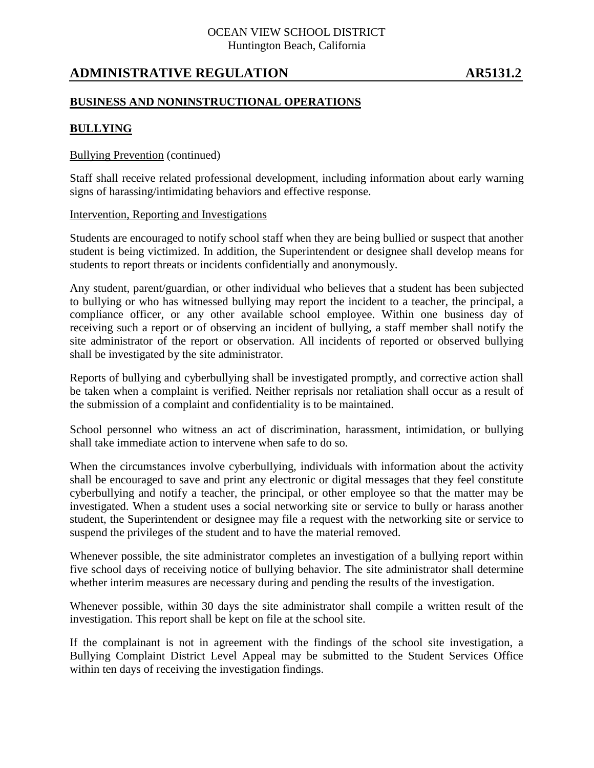# ADMINISTRATIVE REGULATION AR5131.2

## BUSINESS AND NONINSTRUCTIONAL OPERATIONS

## BULLYING

Bullying Prevention (continued)

Staff shall receive related professional development, including information about early warning signs of harassing/intimidating behaviors and effective response.

Intervention, Reporting and Investigations

Students are encouraged to notify school staff when they are being bullied or suspect that another student is being victimized. In addition, the Superintendent or designee shall develop means for students to report threats or incidents confidentially and anonymously.

Any student, parent/guardian, or other individual who believes that a student has been subjected to bullying or who has witnessed bullying may report the incident to a teacher, the principal, a compliance officer, or any other available school employee. Within one business day of receiving such a report or of observing an incident of bullying, a staff member shall notify the site administrator of the report or observation. All incidents of reported or observed bullying shall be investigated by the site administrator.

Reports of bullying and cyberbullying shall be investigated promptly, and corrective action shall be taken when a complaint is verified. Neither reprisals nor retaliation shall occur as a result of the submission of a complaint and confidentiality is to be maintained.

School personnel who witness an act of discrimination, harassment, intimidation, or bullying shall take immediate action to intervene when safe to do so.

When the circumstances involve cyberbullying, individuals with information about the activity shall be encouraged to save and print any electronic or digital messages that they feel constitute cyberbullying and notify a teacher, the principal, or other employee so that the matter may be investigated. When a student uses a social networking site or service to bully or harass another student, the Superintendent or designee may file a request with the networking site or service to suspend the privileges of the student and to have the material removed.

Whenever possible, the site administrator completes an investigation of a bullying report within five school days of receiving notice of bullying behavior. The site administrator shall determine whether interim measures are necessary during and pending the results of the investigation.

Whenever possible, within 30 days the site administrator shall compile a written result of the investigation. This report shall be kept on file at the school site.

If the complainant is not in agreement with the findings of the school site investigation, a Bullying Complaint District Level Appeal may be submitted to the Student Services Office within ten days of receiving the investigation findings.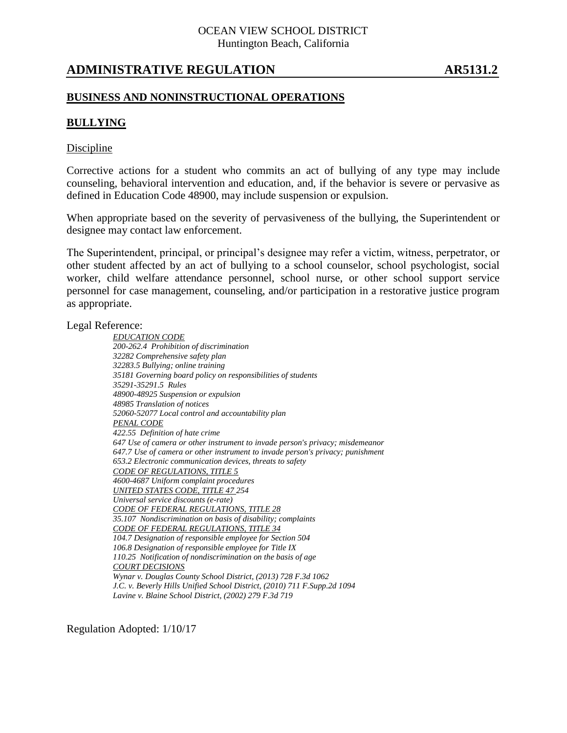OCEAN VIEW SCHOOL DISTRICT
Huntington Beach, California

# ADMINISTRATIVE REGULATION AR5131.2

## BUSINESS AND NONINSTRUCTIONAL OPERATIONS

## BULLYING

### Discipline

Corrective actions for a student who commits an act of bullying of any type may include counseling, behavioral intervention and education, and, if the behavior is severe or pervasive as defined in Education Code 48900, may include suspension or expulsion.

When appropriate based on the severity of pervasiveness of the bullying, the Superintendent or designee may contact law enforcement.

The Superintendent, principal, or principal's designee may refer a victim, witness, perpetrator, or other student affected by an act of bullying to a school counselor, school psychologist, social worker, child welfare attendance personnel, school nurse, or other school support service personnel for case management, counseling, and/or participation in a restorative justice program as appropriate.

Legal Reference:

*EDUCATION CODE*
*200-262.4 Prohibition of discrimination*
*32282 Comprehensive safety plan*
*32283.5 Bullying; online training*
*35181 Governing board policy on responsibilities of students*
*35291-35291.5 Rules*
*48900-48925 Suspension or expulsion*
*48985 Translation of notices*
*52060-52077 Local control and accountability plan*
*PENAL CODE*
*422.55 Definition of hate crime*
*647 Use of camera or other instrument to invade person's privacy; misdemeanor*
*647.7 Use of camera or other instrument to invade person's privacy; punishment*
*653.2 Electronic communication devices, threats to safety*
*CODE OF REGULATIONS, TITLE 5*
*4600-4687 Uniform complaint procedures*
*UNITED STATES CODE, TITLE 47 254*
*Universal service discounts (e-rate)*
*CODE OF FEDERAL REGULATIONS, TITLE 28*
*35.107 Nondiscrimination on basis of disability; complaints*
*CODE OF FEDERAL REGULATIONS, TITLE 34*
*104.7 Designation of responsible employee for Section 504*
*106.8 Designation of responsible employee for Title IX*
*110.25 Notification of nondiscrimination on the basis of age*
*COURT DECISIONS*
*Wynar v. Douglas County School District, (2013) 728 F.3d 1062*
*J.C. v. Beverly Hills Unified School District, (2010) 711 F.Supp.2d 1094*
*Lavine v. Blaine School District, (2002) 279 F.3d 719*

Regulation Adopted: 1/10/17